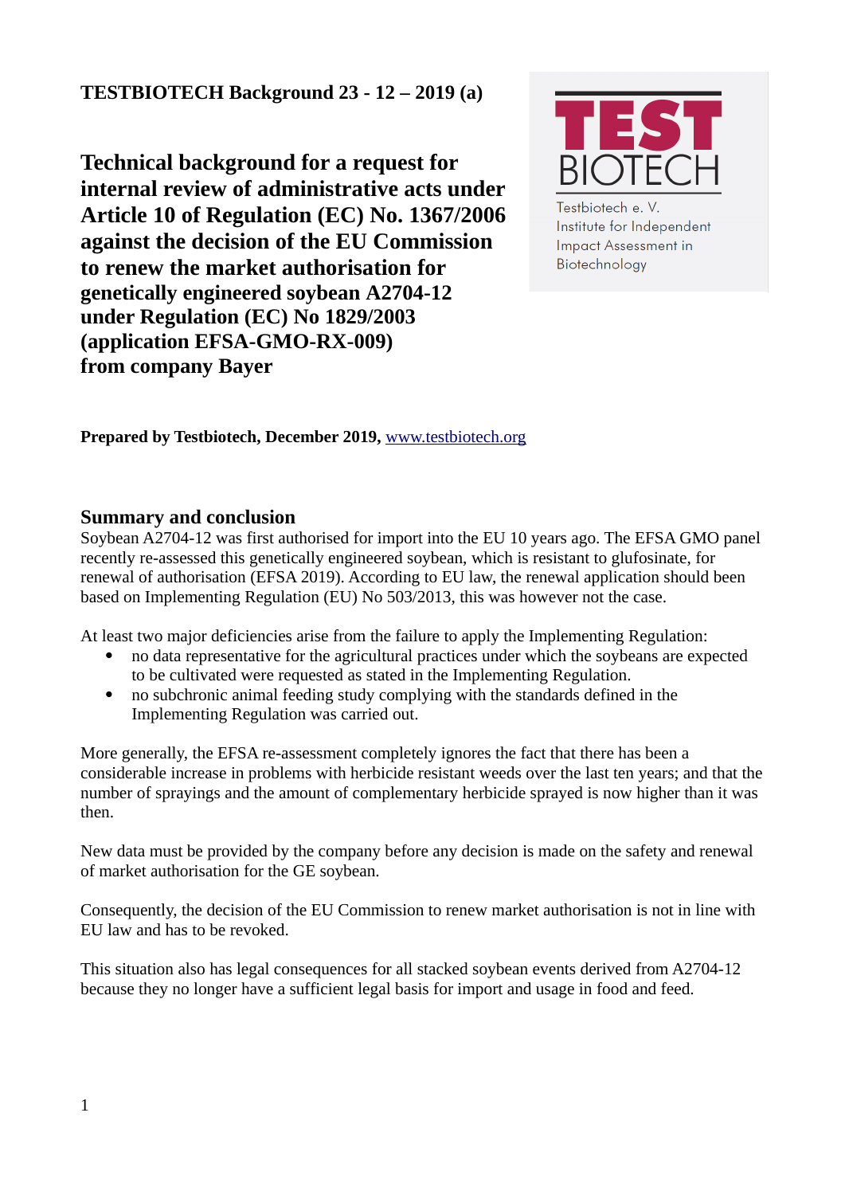**TESTBIOTECH Background 23 - 12 – 2019 (a)**

TEST BIOTECH

Testbiotech e. V.
Institute for Independent Impact Assessment in Biotechnology

# Technical background for a request for internal review of administrative acts under Article 10 of Regulation (EC) No. 1367/2006 against the decision of the EU Commission to renew the market authorisation for genetically engineered soybean A2704-12 under Regulation (EC) No 1829/2003 (application EFSA-GMO-RX-009) from company Bayer

**Prepared by Testbiotech, December 2019,** [www.testbiotech.org](http://www.testbiotech.org)

## Summary and conclusion

Soybean A2704-12 was first authorised for import into the EU 10 years ago. The EFSA GMO panel recently re-assessed this genetically engineered soybean, which is resistant to glufosinate, for renewal of authorisation (EFSA 2019). According to EU law, the renewal application should been based on Implementing Regulation (EU) No 503/2013, this was however not the case.

At least two major deficiencies arise from the failure to apply the Implementing Regulation:

- no data representative for the agricultural practices under which the soybeans are expected to be cultivated were requested as stated in the Implementing Regulation.
- no subchronic animal feeding study complying with the standards defined in the Implementing Regulation was carried out.

More generally, the EFSA re-assessment completely ignores the fact that there has been a considerable increase in problems with herbicide resistant weeds over the last ten years; and that the number of sprayings and the amount of complementary herbicide sprayed is now higher than it was then.

New data must be provided by the company before any decision is made on the safety and renewal of market authorisation for the GE soybean.

Consequently, the decision of the EU Commission to renew market authorisation is not in line with EU law and has to be revoked.

This situation also has legal consequences for all stacked soybean events derived from A2704-12 because they no longer have a sufficient legal basis for import and usage in food and feed.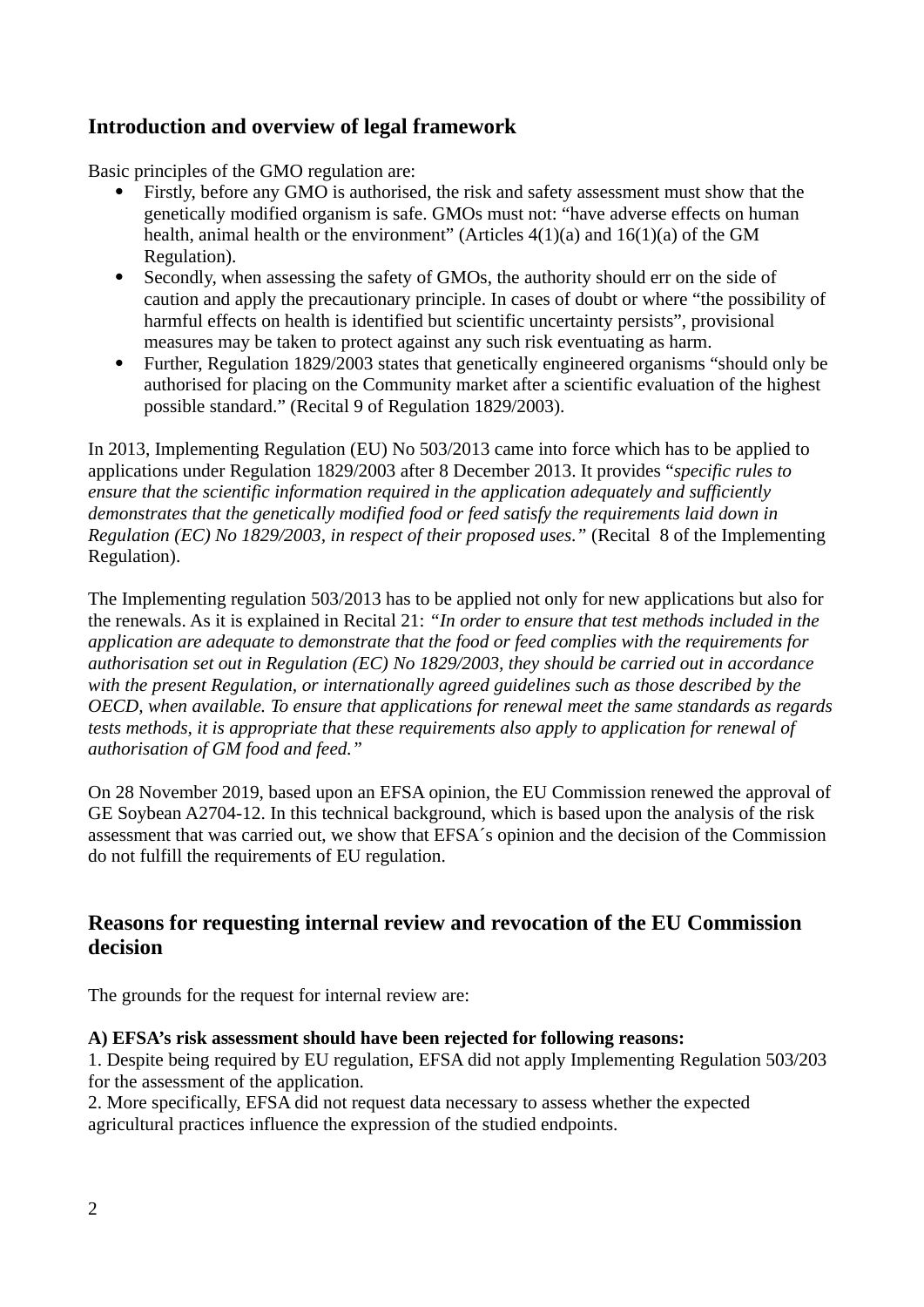## Introduction and overview of legal framework

Basic principles of the GMO regulation are:

- Firstly, before any GMO is authorised, the risk and safety assessment must show that the genetically modified organism is safe. GMOs must not: "have adverse effects on human health, animal health or the environment" (Articles 4(1)(a) and 16(1)(a) of the GM Regulation).
- Secondly, when assessing the safety of GMOs, the authority should err on the side of caution and apply the precautionary principle. In cases of doubt or where "the possibility of harmful effects on health is identified but scientific uncertainty persists", provisional measures may be taken to protect against any such risk eventuating as harm.
- Further, Regulation 1829/2003 states that genetically engineered organisms "should only be authorised for placing on the Community market after a scientific evaluation of the highest possible standard." (Recital 9 of Regulation 1829/2003).

In 2013, Implementing Regulation (EU) No 503/2013 came into force which has to be applied to applications under Regulation 1829/2003 after 8 December 2013. It provides "*specific rules to ensure that the scientific information required in the application adequately and sufficiently demonstrates that the genetically modified food or feed satisfy the requirements laid down in Regulation (EC) No 1829/2003, in respect of their proposed uses.*" (Recital 8 of the Implementing Regulation).

The Implementing regulation 503/2013 has to be applied not only for new applications but also for the renewals. As it is explained in Recital 21: *"In order to ensure that test methods included in the application are adequate to demonstrate that the food or feed complies with the requirements for authorisation set out in Regulation (EC) No 1829/2003, they should be carried out in accordance with the present Regulation, or internationally agreed guidelines such as those described by the OECD, when available. To ensure that applications for renewal meet the same standards as regards tests methods, it is appropriate that these requirements also apply to application for renewal of authorisation of GM food and feed."*

On 28 November 2019, based upon an EFSA opinion, the EU Commission renewed the approval of GE Soybean A2704-12. In this technical background, which is based upon the analysis of the risk assessment that was carried out, we show that EFSA´s opinion and the decision of the Commission do not fulfill the requirements of EU regulation.

## Reasons for requesting internal review and revocation of the EU Commission decision

The grounds for the request for internal review are:

**A) EFSA's risk assessment should have been rejected for following reasons:**
1. Despite being required by EU regulation, EFSA did not apply Implementing Regulation 503/203 for the assessment of the application.
2. More specifically, EFSA did not request data necessary to assess whether the expected agricultural practices influence the expression of the studied endpoints.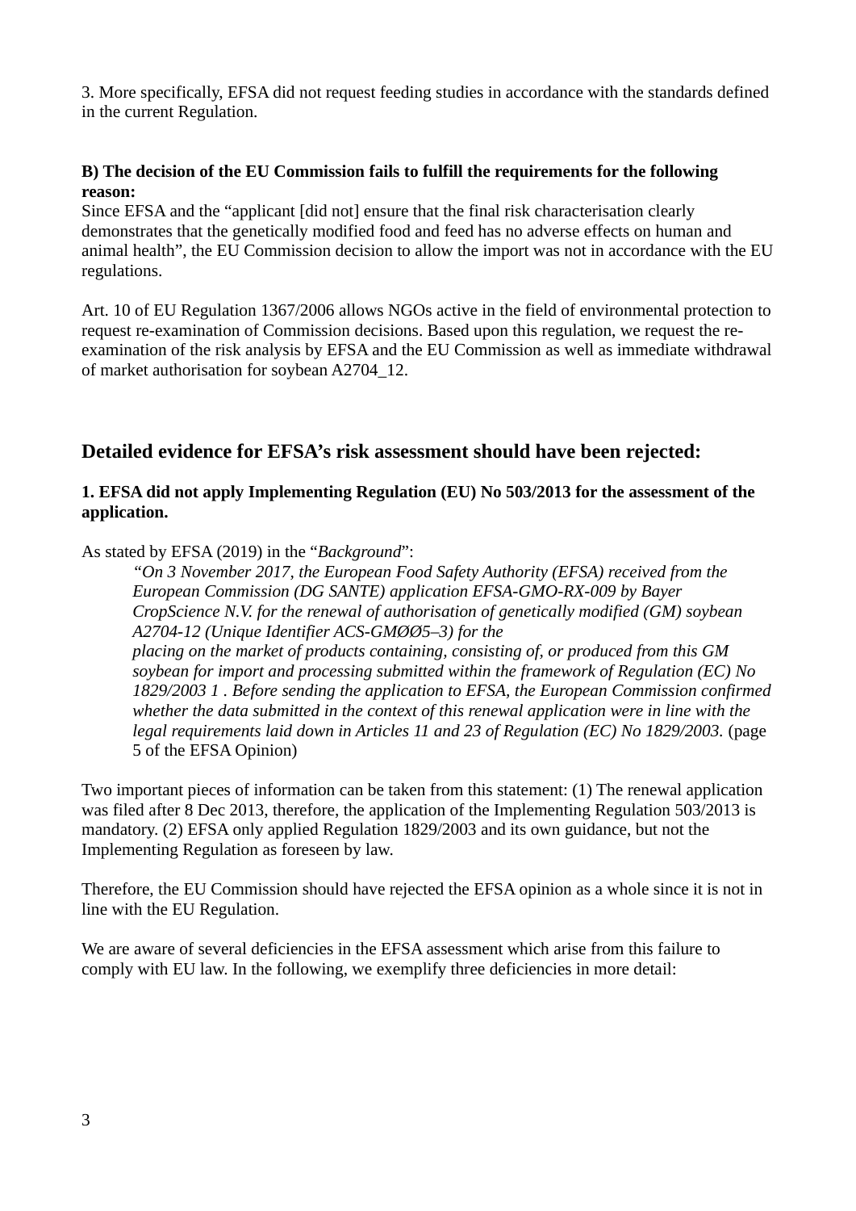3. More specifically, EFSA did not request feeding studies in accordance with the standards defined in the current Regulation.

**B) The decision of the EU Commission fails to fulfill the requirements for the following reason:**

Since EFSA and the "applicant [did not] ensure that the final risk characterisation clearly demonstrates that the genetically modified food and feed has no adverse effects on human and animal health", the EU Commission decision to allow the import was not in accordance with the EU regulations.

Art. 10 of EU Regulation 1367/2006 allows NGOs active in the field of environmental protection to request re-examination of Commission decisions. Based upon this regulation, we request the re-examination of the risk analysis by EFSA and the EU Commission as well as immediate withdrawal of market authorisation for soybean A2704_12.

## Detailed evidence for EFSA's risk assessment should have been rejected:

**1. EFSA did not apply Implementing Regulation (EU) No 503/2013 for the assessment of the application.**

As stated by EFSA (2019) in the "*Background*":

> *"On 3 November 2017, the European Food Safety Authority (EFSA) received from the European Commission (DG SANTE) application EFSA-GMO-RX-009 by Bayer CropScience N.V. for the renewal of authorisation of genetically modified (GM) soybean A2704-12 (Unique Identifier ACS-GMØØ5–3) for the placing on the market of products containing, consisting of, or produced from this GM soybean for import and processing submitted within the framework of Regulation (EC) No 1829/2003 1 . Before sending the application to EFSA, the European Commission confirmed whether the data submitted in the context of this renewal application were in line with the legal requirements laid down in Articles 11 and 23 of Regulation (EC) No 1829/2003.* (page 5 of the EFSA Opinion)

Two important pieces of information can be taken from this statement: (1) The renewal application was filed after 8 Dec 2013, therefore, the application of the Implementing Regulation 503/2013 is mandatory. (2) EFSA only applied Regulation 1829/2003 and its own guidance, but not the Implementing Regulation as foreseen by law.

Therefore, the EU Commission should have rejected the EFSA opinion as a whole since it is not in line with the EU Regulation.

We are aware of several deficiencies in the EFSA assessment which arise from this failure to comply with EU law. In the following, we exemplify three deficiencies in more detail: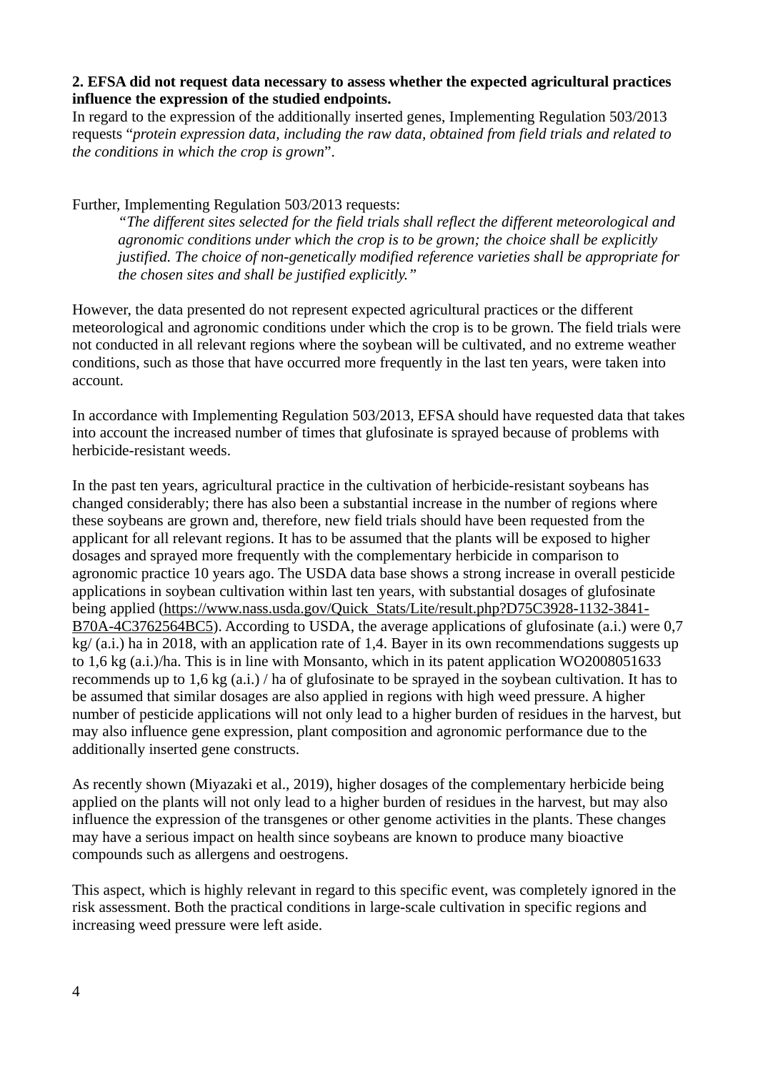**2. EFSA did not request data necessary to assess whether the expected agricultural practices influence the expression of the studied endpoints.**

In regard to the expression of the additionally inserted genes, Implementing Regulation 503/2013 requests "*protein expression data, including the raw data, obtained from field trials and related to the conditions in which the crop is grown*".

Further, Implementing Regulation 503/2013 requests:

> *"The different sites selected for the field trials shall reflect the different meteorological and agronomic conditions under which the crop is to be grown; the choice shall be explicitly justified. The choice of non-genetically modified reference varieties shall be appropriate for the chosen sites and shall be justified explicitly."*

However, the data presented do not represent expected agricultural practices or the different meteorological and agronomic conditions under which the crop is to be grown. The field trials were not conducted in all relevant regions where the soybean will be cultivated, and no extreme weather conditions, such as those that have occurred more frequently in the last ten years, were taken into account.

In accordance with Implementing Regulation 503/2013, EFSA should have requested data that takes into account the increased number of times that glufosinate is sprayed because of problems with herbicide-resistant weeds.

In the past ten years, agricultural practice in the cultivation of herbicide-resistant soybeans has changed considerably; there has also been a substantial increase in the number of regions where these soybeans are grown and, therefore, new field trials should have been requested from the applicant for all relevant regions. It has to be assumed that the plants will be exposed to higher dosages and sprayed more frequently with the complementary herbicide in comparison to agronomic practice 10 years ago. The USDA data base shows a strong increase in overall pesticide applications in soybean cultivation within last ten years, with substantial dosages of glufosinate being applied (https://www.nass.usda.gov/Quick_Stats/Lite/result.php?D75C3928-1132-3841-B70A-4C3762564BC5). According to USDA, the average applications of glufosinate (a.i.) were 0,7 kg/ (a.i.) ha in 2018, with an application rate of 1,4. Bayer in its own recommendations suggests up to 1,6 kg (a.i.)/ha. This is in line with Monsanto, which in its patent application WO2008051633 recommends up to 1,6 kg (a.i.) / ha of glufosinate to be sprayed in the soybean cultivation. It has to be assumed that similar dosages are also applied in regions with high weed pressure. A higher number of pesticide applications will not only lead to a higher burden of residues in the harvest, but may also influence gene expression, plant composition and agronomic performance due to the additionally inserted gene constructs.

As recently shown (Miyazaki et al., 2019), higher dosages of the complementary herbicide being applied on the plants will not only lead to a higher burden of residues in the harvest, but may also influence the expression of the transgenes or other genome activities in the plants. These changes may have a serious impact on health since soybeans are known to produce many bioactive compounds such as allergens and oestrogens.

This aspect, which is highly relevant in regard to this specific event, was completely ignored in the risk assessment. Both the practical conditions in large-scale cultivation in specific regions and increasing weed pressure were left aside.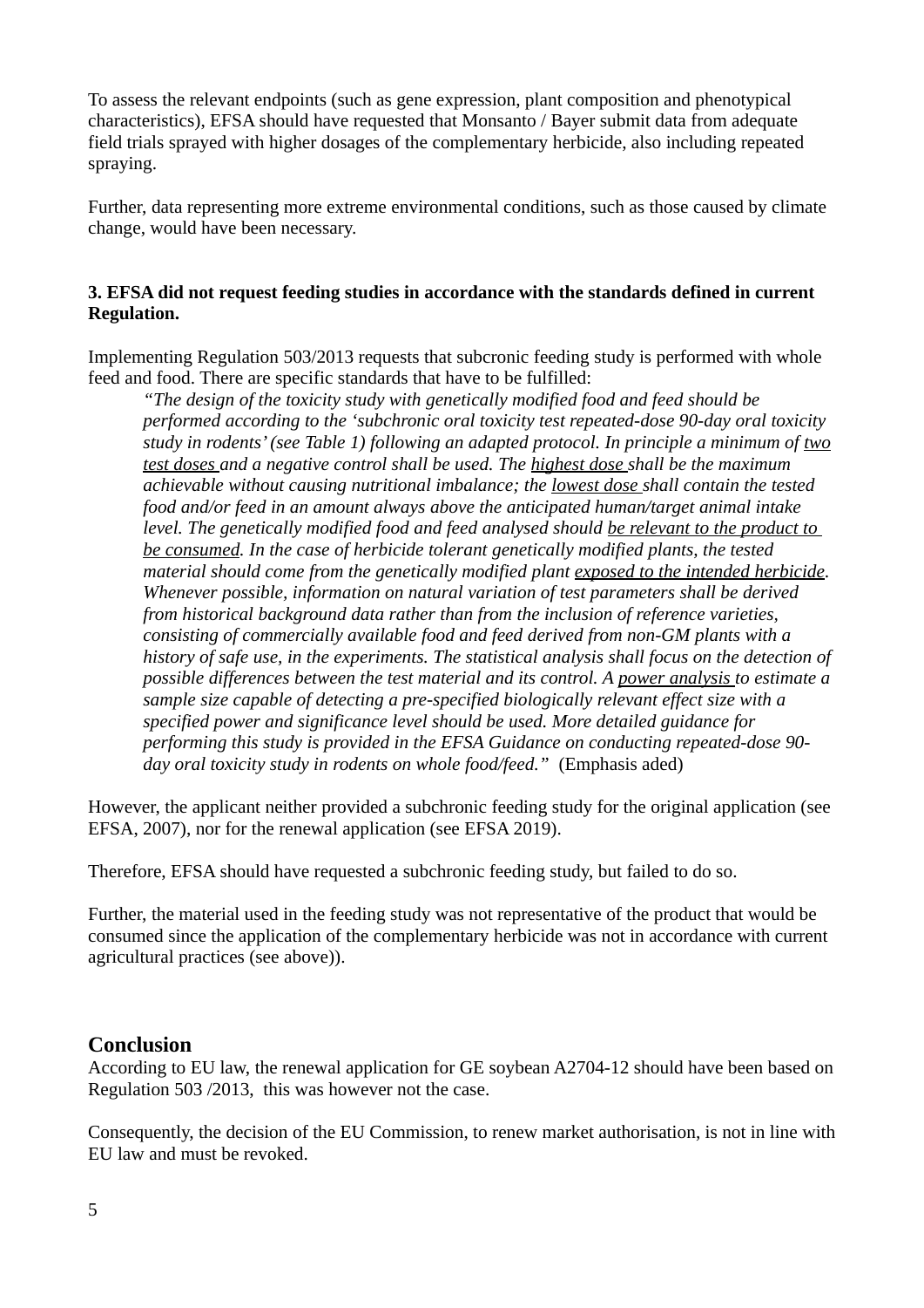To assess the relevant endpoints (such as gene expression, plant composition and phenotypical characteristics), EFSA should have requested that Monsanto / Bayer submit data from adequate field trials sprayed with higher dosages of the complementary herbicide, also including repeated spraying.

Further, data representing more extreme environmental conditions, such as those caused by climate change, would have been necessary.

### 3. EFSA did not request feeding studies in accordance with the standards defined in current Regulation.

Implementing Regulation 503/2013 requests that subcronic feeding study is performed with whole feed and food. There are specific standards that have to be fulfilled:

> *"The design of the toxicity study with genetically modified food and feed should be performed according to the 'subchronic oral toxicity test repeated-dose 90-day oral toxicity study in rodents' (see Table 1) following an adapted protocol. In principle a minimum of <u>two test doses</u> and a negative control shall be used. The <u>highest dose</u> shall be the maximum achievable without causing nutritional imbalance; the <u>lowest dose</u> shall contain the tested food and/or feed in an amount always above the anticipated human/target animal intake level. The genetically modified food and feed analysed should <u>be relevant to the product to be consumed</u>. In the case of herbicide tolerant genetically modified plants, the tested material should come from the genetically modified plant <u>exposed to the intended herbicide</u>. Whenever possible, information on natural variation of test parameters shall be derived from historical background data rather than from the inclusion of reference varieties, consisting of commercially available food and feed derived from non-GM plants with a history of safe use, in the experiments. The statistical analysis shall focus on the detection of possible differences between the test material and its control. A <u>power analysis</u> to estimate a sample size capable of detecting a pre-specified biologically relevant effect size with a specified power and significance level should be used. More detailed guidance for performing this study is provided in the EFSA Guidance on conducting repeated-dose 90-day oral toxicity study in rodents on whole food/feed."* (Emphasis aded)

However, the applicant neither provided a subchronic feeding study for the original application (see EFSA, 2007), nor for the renewal application (see EFSA 2019).

Therefore, EFSA should have requested a subchronic feeding study, but failed to do so.

Further, the material used in the feeding study was not representative of the product that would be consumed since the application of the complementary herbicide was not in accordance with current agricultural practices (see above)).

## Conclusion

According to EU law, the renewal application for GE soybean A2704-12 should have been based on Regulation 503 /2013, this was however not the case.

Consequently, the decision of the EU Commission, to renew market authorisation, is not in line with EU law and must be revoked.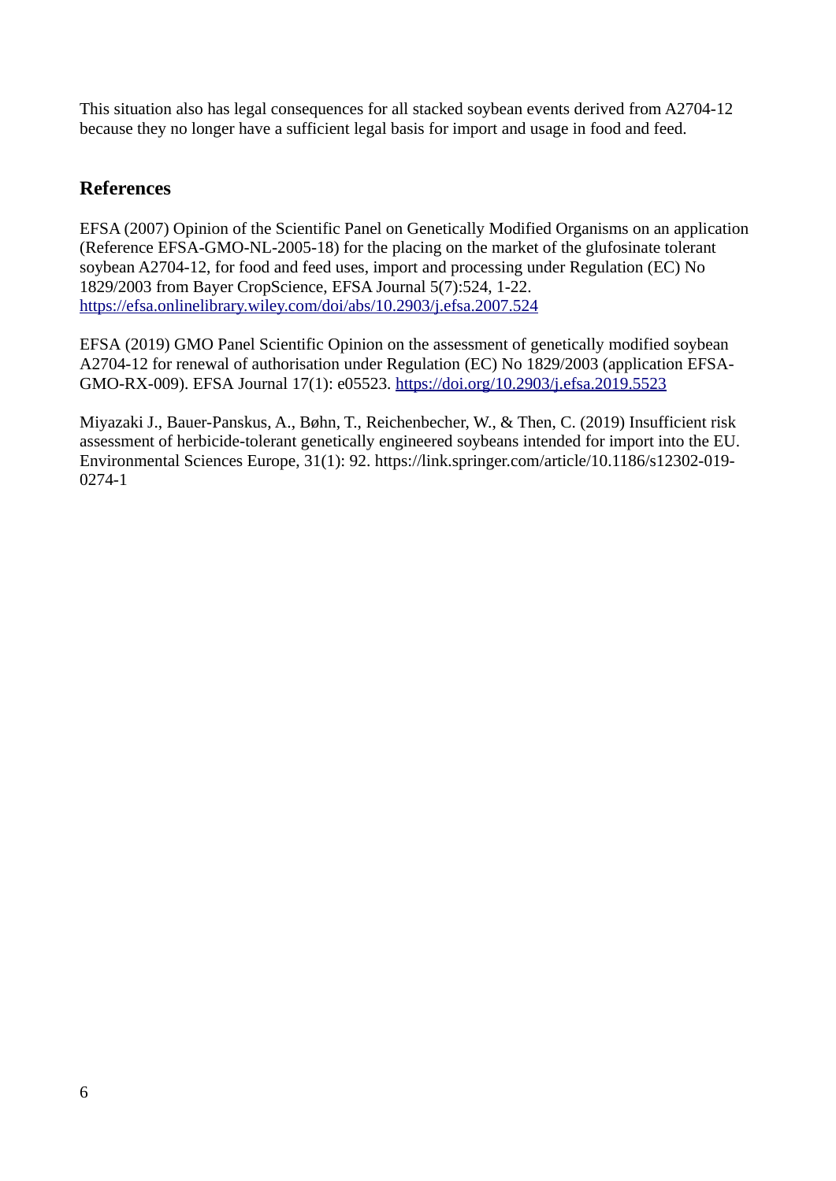This situation also has legal consequences for all stacked soybean events derived from A2704-12 because they no longer have a sufficient legal basis for import and usage in food and feed.

## References

EFSA (2007) Opinion of the Scientific Panel on Genetically Modified Organisms on an application (Reference EFSA-GMO-NL-2005-18) for the placing on the market of the glufosinate tolerant soybean A2704-12, for food and feed uses, import and processing under Regulation (EC) No 1829/2003 from Bayer CropScience, EFSA Journal 5(7):524, 1-22. https://efsa.onlinelibrary.wiley.com/doi/abs/10.2903/j.efsa.2007.524

EFSA (2019) GMO Panel Scientific Opinion on the assessment of genetically modified soybean A2704-12 for renewal of authorisation under Regulation (EC) No 1829/2003 (application EFSA-GMO-RX-009). EFSA Journal 17(1): e05523. https://doi.org/10.2903/j.efsa.2019.5523

Miyazaki J., Bauer-Panskus, A., Bøhn, T., Reichenbecher, W., & Then, C. (2019) Insufficient risk assessment of herbicide-tolerant genetically engineered soybeans intended for import into the EU. Environmental Sciences Europe, 31(1): 92. https://link.springer.com/article/10.1186/s12302-019-0274-1